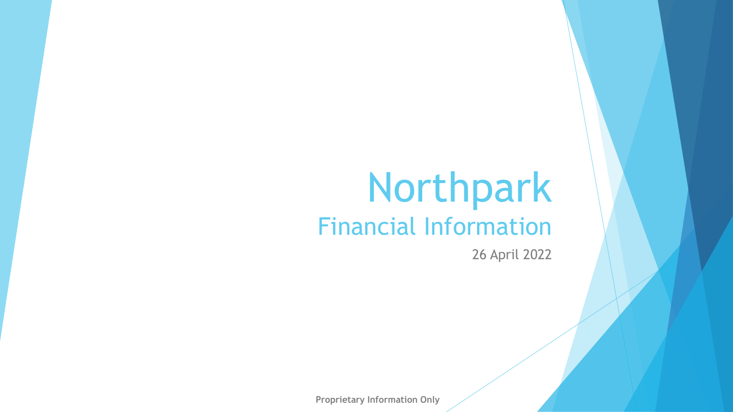# Northpark

## Financial Information

26 April 2022

**Proprietary Information Only**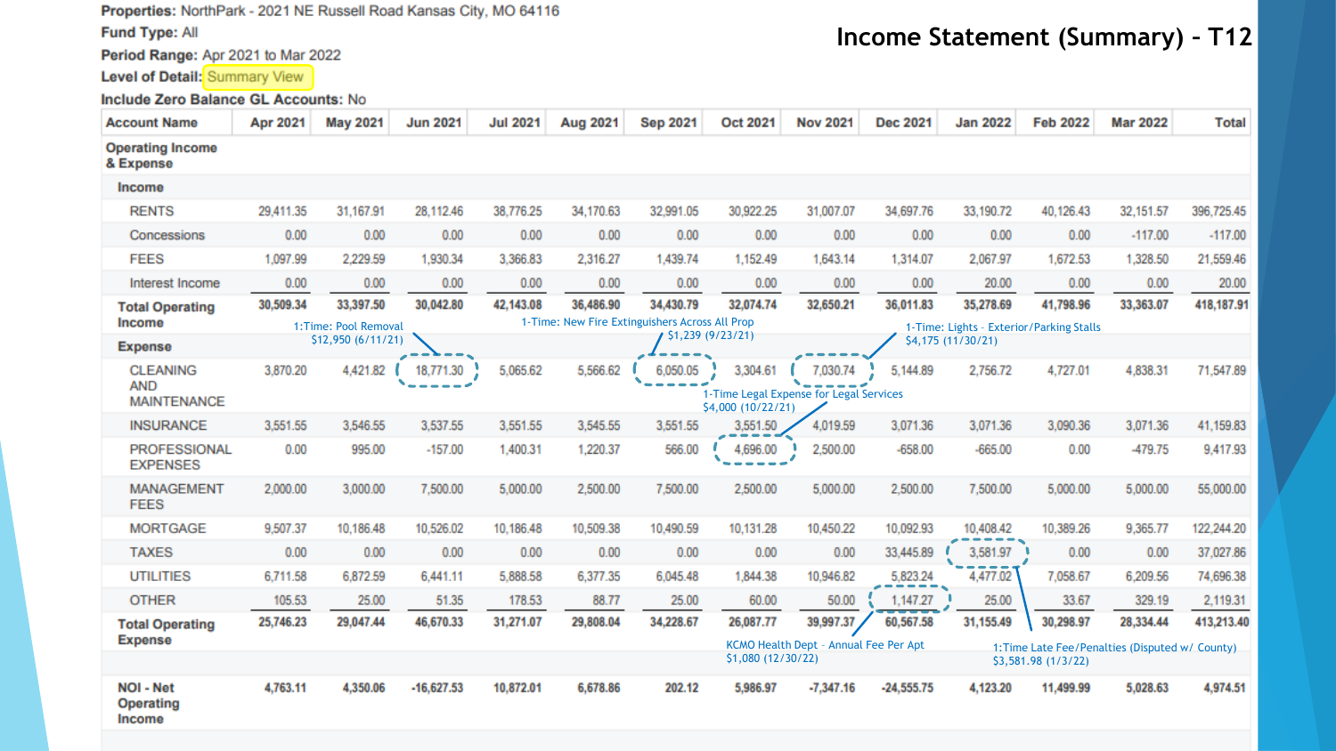## Income Statement (Summary) – T12

**Properties:** NorthPark - 2021 NE Russell Road Kansas City, MO 64116
**Fund Type:** All
**Period Range:** Apr 2021 to Mar 2022
**Level of Detail:** Summary View
**Include Zero Balance GL Accounts:** No

| Account Name | Apr 2021 | May 2021 | Jun 2021 | Jul 2021 | Aug 2021 | Sep 2021 | Oct 2021 | Nov 2021 | Dec 2021 | Jan 2022 | Feb 2022 | Mar 2022 | Total |
|---|---|---|---|---|---|---|---|---|---|---|---|---|---|
| **Operating Income & Expense** | | | | | | | | | | | | | |
| **Income** | | | | | | | | | | | | | |
| RENTS | 29,411.35 | 31,167.91 | 28,112.46 | 38,776.25 | 34,170.63 | 32,991.05 | 30,922.25 | 31,007.07 | 34,697.76 | 33,190.72 | 40,126.43 | 32,151.57 | 396,725.45 |
| Concessions | 0.00 | 0.00 | 0.00 | 0.00 | 0.00 | 0.00 | 0.00 | 0.00 | 0.00 | 0.00 | 0.00 | -117.00 | -117.00 |
| FEES | 1,097.99 | 2,229.59 | 1,930.34 | 3,366.83 | 2,316.27 | 1,439.74 | 1,152.49 | 1,643.14 | 1,314.07 | 2,067.97 | 1,672.53 | 1,328.50 | 21,559.46 |
| Interest Income | 0.00 | 0.00 | 0.00 | 0.00 | 0.00 | 0.00 | 0.00 | 0.00 | 0.00 | 20.00 | 0.00 | 0.00 | 20.00 |
| **Total Operating Income** | **30,509.34** | **33,397.50** | **30,042.80** | **42,143.08** | **36,486.90** | **34,430.79** | **32,074.74** | **32,650.21** | **36,011.83** | **35,278.69** | **41,798.96** | **33,363.07** | **418,187.91** |
| **Expense** | | | | | | | | | | | | | |
| CLEANING AND MAINTENANCE | 3,870.20 | 4,421.82 | 18,771.30 | 5,065.62 | 5,566.62 | 6,050.05 | 3,304.61 | 7,030.74 | 5,144.89 | 2,756.72 | 4,727.01 | 4,838.31 | 71,547.89 |
| INSURANCE | 3,551.55 | 3,546.55 | 3,537.55 | 3,551.55 | 3,545.55 | 3,551.55 | 3,551.50 | 4,019.59 | 3,071.36 | 3,071.36 | 3,090.36 | 3,071.36 | 41,159.83 |
| PROFESSIONAL EXPENSES | 0.00 | 995.00 | -157.00 | 1,400.31 | 1,220.37 | 566.00 | 4,696.00 | 2,500.00 | -658.00 | -665.00 | 0.00 | -479.75 | 9,417.93 |
| MANAGEMENT FEES | 2,000.00 | 3,000.00 | 7,500.00 | 5,000.00 | 2,500.00 | 7,500.00 | 2,500.00 | 5,000.00 | 2,500.00 | 7,500.00 | 5,000.00 | 5,000.00 | 55,000.00 |
| MORTGAGE | 9,507.37 | 10,186.48 | 10,526.02 | 10,186.48 | 10,509.38 | 10,490.59 | 10,131.28 | 10,450.22 | 10,092.93 | 10,408.42 | 10,389.26 | 9,365.77 | 122,244.20 |
| TAXES | 0.00 | 0.00 | 0.00 | 0.00 | 0.00 | 0.00 | 0.00 | 0.00 | 33,445.89 | 3,581.97 | 0.00 | 0.00 | 37,027.86 |
| UTILITIES | 6,711.58 | 6,872.59 | 6,441.11 | 5,888.58 | 6,377.35 | 6,045.48 | 1,844.38 | 10,946.82 | 5,823.24 | 4,477.02 | 7,058.67 | 6,209.56 | 74,696.38 |
| OTHER | 105.53 | 25.00 | 51.35 | 178.53 | 88.77 | 25.00 | 60.00 | 50.00 | 1,147.27 | 25.00 | 33.67 | 329.19 | 2,119.31 |
| **Total Operating Expense** | **25,746.23** | **29,047.44** | **46,670.33** | **31,271.07** | **29,808.04** | **34,228.67** | **26,087.77** | **39,997.37** | **60,567.58** | **31,155.49** | **30,298.97** | **28,334.44** | **413,213.40** |
| **NOI - Net Operating Income** | **4,763.11** | **4,350.06** | **-16,627.53** | **10,872.01** | **6,678.86** | **202.12** | **5,986.97** | **-7,347.16** | **-24,555.75** | **4,123.20** | **11,499.99** | **5,028.63** | **4,974.51** |

Annotations:

- 1:Time: Pool Removal $12,950 (6/11/21)
- 1-Time: New Fire Extinguishers Across All Prop $1,239 (9/23/21)
- 1-Time: Lights – Exterior/Parking Stalls $4,175 (11/30/21)
- 1-Time Legal Expense for Legal Services $4,000 (10/22/21)
- KCMO Health Dept – Annual Fee Per Apt $1,080 (12/30/22)
- 1:Time Late Fee/Penalties (Disputed w/ County) $3,581.98 (1/3/22)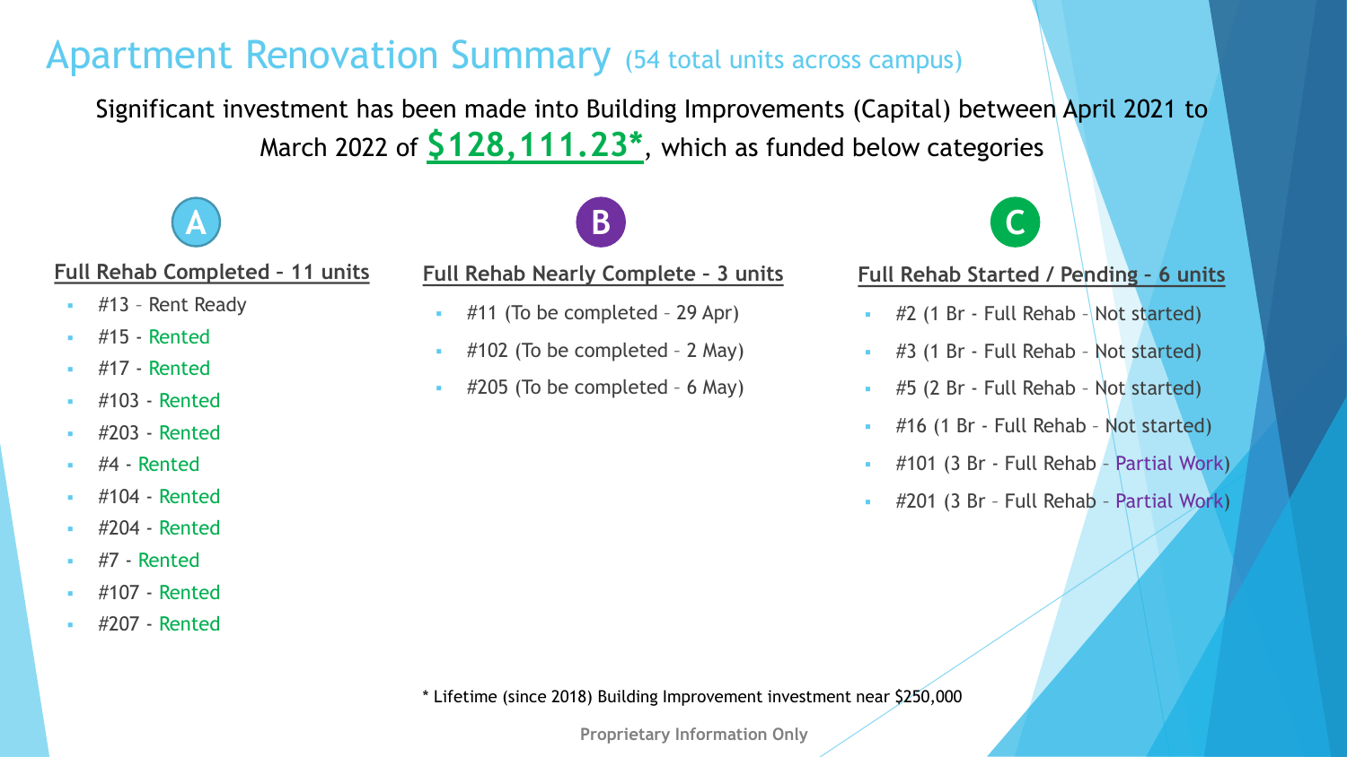# Apartment Renovation Summary (54 total units across campus)

Significant investment has been made into Building Improvements (Capital) between April 2021 to March 2022 of **$128,111.23***, which as funded below categories

## A

### Full Rehab Completed – 11 units

- #13 – Rent Ready
- #15 - Rented
- #17 - Rented
- #103 - Rented
- #203 - Rented
- #4 - Rented
- #104 - Rented
- #204 - Rented
- #7 - Rented
- #107 - Rented
- #207 - Rented

## B

### Full Rehab Nearly Complete – 3 units

- #11 (To be completed – 29 Apr)
- #102 (To be completed – 2 May)
- #205 (To be completed – 6 May)

## C

### Full Rehab Started / Pending – 6 units

- #2 (1 Br - Full Rehab – Not started)
- #3 (1 Br - Full Rehab – Not started)
- #5 (2 Br - Full Rehab – Not started)
- #16 (1 Br - Full Rehab – Not started)
- #101 (3 Br - Full Rehab – Partial Work)
- #201 (3 Br – Full Rehab – Partial Work)

* Lifetime (since 2018) Building Improvement investment near $250,000

Proprietary Information Only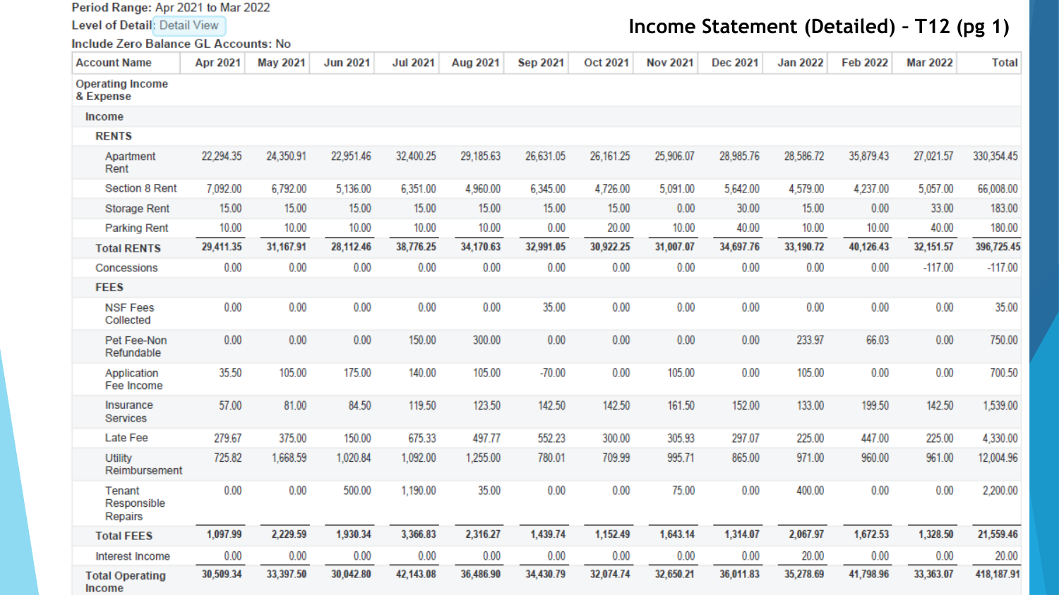# Income Statement (Detailed) – T12 (pg 1)

Period Range: Apr 2021 to Mar 2022

Level of Detail: Detail View

Include Zero Balance GL Accounts: No

| Account Name | Apr 2021 | May 2021 | Jun 2021 | Jul 2021 | Aug 2021 | Sep 2021 | Oct 2021 | Nov 2021 | Dec 2021 | Jan 2022 | Feb 2022 | Mar 2022 | Total |
|---|---|---|---|---|---|---|---|---|---|---|---|---|---|
| Operating Income & Expense | | | | | | | | | | | | | |
| Income | | | | | | | | | | | | | |
| RENTS | | | | | | | | | | | | | |
| Apartment Rent | 22,294.35 | 24,350.91 | 22,951.46 | 32,400.25 | 29,185.63 | 26,631.05 | 26,161.25 | 25,906.07 | 28,985.76 | 28,586.72 | 35,879.43 | 27,021.57 | 330,354.45 |
| Section 8 Rent | 7,092.00 | 6,792.00 | 5,136.00 | 6,351.00 | 4,960.00 | 6,345.00 | 4,726.00 | 5,091.00 | 5,642.00 | 4,579.00 | 4,237.00 | 5,057.00 | 66,008.00 |
| Storage Rent | 15.00 | 15.00 | 15.00 | 15.00 | 15.00 | 15.00 | 15.00 | 0.00 | 30.00 | 15.00 | 0.00 | 33.00 | 183.00 |
| Parking Rent | 10.00 | 10.00 | 10.00 | 10.00 | 10.00 | 0.00 | 20.00 | 10.00 | 40.00 | 10.00 | 10.00 | 40.00 | 180.00 |
| **Total RENTS** | **29,411.35** | **31,167.91** | **28,112.46** | **38,776.25** | **34,170.63** | **32,991.05** | **30,922.25** | **31,007.07** | **34,697.76** | **33,190.72** | **40,126.43** | **32,151.57** | **396,725.45** |
| Concessions | 0.00 | 0.00 | 0.00 | 0.00 | 0.00 | 0.00 | 0.00 | 0.00 | 0.00 | 0.00 | 0.00 | -117.00 | -117.00 |
| FEES | | | | | | | | | | | | | |
| NSF Fees Collected | 0.00 | 0.00 | 0.00 | 0.00 | 0.00 | 35.00 | 0.00 | 0.00 | 0.00 | 0.00 | 0.00 | 0.00 | 35.00 |
| Pet Fee-Non Refundable | 0.00 | 0.00 | 0.00 | 150.00 | 300.00 | 0.00 | 0.00 | 0.00 | 0.00 | 233.97 | 66.03 | 0.00 | 750.00 |
| Application Fee Income | 35.50 | 105.00 | 175.00 | 140.00 | 105.00 | -70.00 | 0.00 | 105.00 | 0.00 | 105.00 | 0.00 | 0.00 | 700.50 |
| Insurance Services | 57.00 | 81.00 | 84.50 | 119.50 | 123.50 | 142.50 | 142.50 | 161.50 | 152.00 | 133.00 | 199.50 | 142.50 | 1,539.00 |
| Late Fee | 279.67 | 375.00 | 150.00 | 675.33 | 497.77 | 552.23 | 300.00 | 305.93 | 297.07 | 225.00 | 447.00 | 225.00 | 4,330.00 |
| Utility Reimbursement | 725.82 | 1,668.59 | 1,020.84 | 1,092.00 | 1,255.00 | 780.01 | 709.99 | 995.71 | 865.00 | 971.00 | 960.00 | 961.00 | 12,004.96 |
| Tenant Responsible Repairs | 0.00 | 0.00 | 500.00 | 1,190.00 | 35.00 | 0.00 | 0.00 | 75.00 | 0.00 | 400.00 | 0.00 | 0.00 | 2,200.00 |
| **Total FEES** | **1,097.99** | **2,229.59** | **1,930.34** | **3,366.83** | **2,316.27** | **1,439.74** | **1,152.49** | **1,643.14** | **1,314.07** | **2,067.97** | **1,672.53** | **1,328.50** | **21,559.46** |
| Interest Income | 0.00 | 0.00 | 0.00 | 0.00 | 0.00 | 0.00 | 0.00 | 0.00 | 0.00 | 20.00 | 0.00 | 0.00 | 20.00 |
| **Total Operating Income** | **30,509.34** | **33,397.50** | **30,042.80** | **42,143.08** | **36,486.90** | **34,430.79** | **32,074.74** | **32,650.21** | **36,011.83** | **35,278.69** | **41,798.96** | **33,363.07** | **418,187.91** |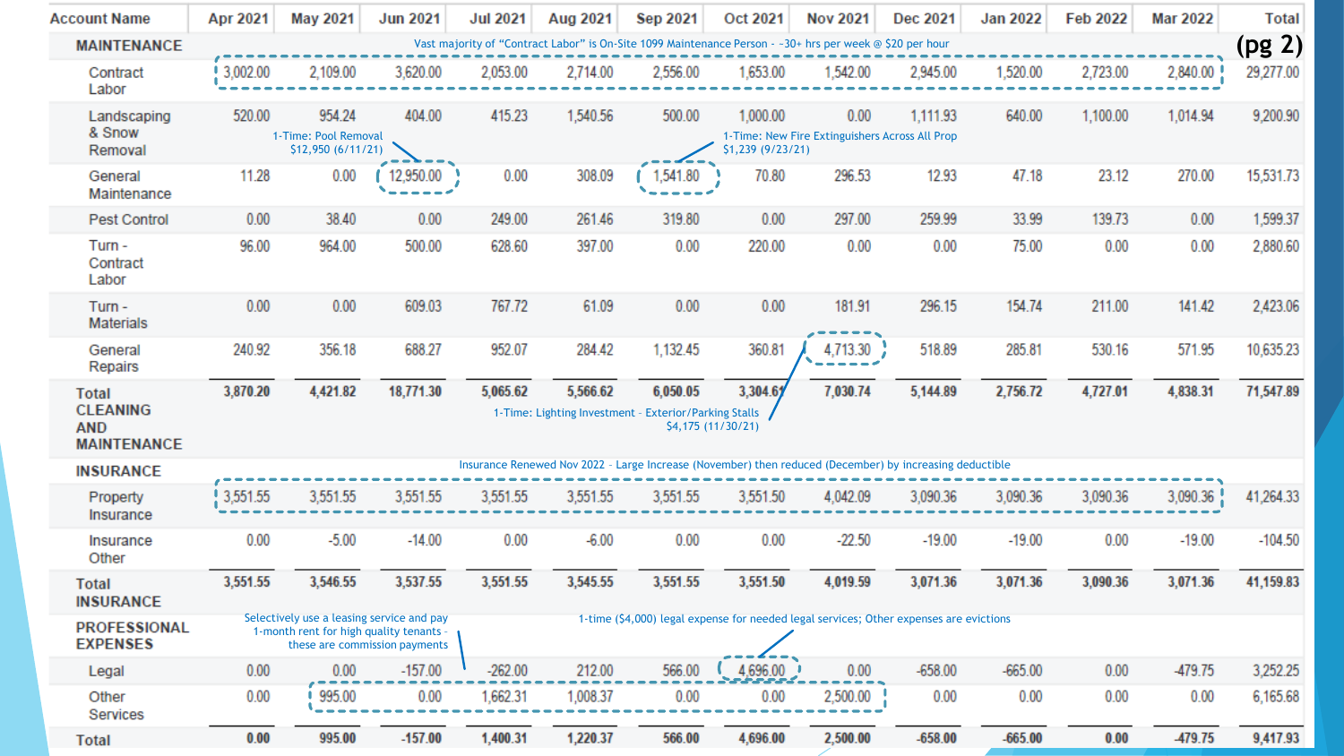(pg 2)

| Account Name | Apr 2021 | May 2021 | Jun 2021 | Jul 2021 | Aug 2021 | Sep 2021 | Oct 2021 | Nov 2021 | Dec 2021 | Jan 2022 | Feb 2022 | Mar 2022 | Total |
|---|---|---|---|---|---|---|---|---|---|---|---|---|---|
| **MAINTENANCE** | | | | | | | | | | | | | |
| Contract Labor | 3,002.00 | 2,109.00 | 3,620.00 | 2,053.00 | 2,714.00 | 2,556.00 | 1,653.00 | 1,542.00 | 2,945.00 | 1,520.00 | 2,723.00 | 2,840.00 | 29,277.00 |
| Landscaping & Snow Removal | 520.00 | 954.24 | 404.00 | 415.23 | 1,540.56 | 500.00 | 1,000.00 | 0.00 | 1,111.93 | 640.00 | 1,100.00 | 1,014.94 | 9,200.90 |
| General Maintenance | 11.28 | 0.00 | 12,950.00 | 0.00 | 308.09 | 1,541.80 | 70.80 | 296.53 | 12.93 | 47.18 | 23.12 | 270.00 | 15,531.73 |
| Pest Control | 0.00 | 38.40 | 0.00 | 249.00 | 261.46 | 319.80 | 0.00 | 297.00 | 259.99 | 33.99 | 139.73 | 0.00 | 1,599.37 |
| Turn - Contract Labor | 96.00 | 964.00 | 500.00 | 628.60 | 397.00 | 0.00 | 220.00 | 0.00 | 0.00 | 75.00 | 0.00 | 0.00 | 2,880.60 |
| Turn - Materials | 0.00 | 0.00 | 609.03 | 767.72 | 61.09 | 0.00 | 0.00 | 181.91 | 296.15 | 154.74 | 211.00 | 141.42 | 2,423.06 |
| General Repairs | 240.92 | 356.18 | 688.27 | 952.07 | 284.42 | 1,132.45 | 360.81 | 4,713.30 | 518.89 | 285.81 | 530.16 | 571.95 | 10,635.23 |
| **Total CLEANING AND MAINTENANCE** | **3,870.20** | **4,421.82** | **18,771.30** | **5,065.62** | **5,566.62** | **6,050.05** | **3,304.61** | **7,030.74** | **5,144.89** | **2,756.72** | **4,727.01** | **4,838.31** | **71,547.89** |
| **INSURANCE** | | | | | | | | | | | | | |
| Property Insurance | 3,551.55 | 3,551.55 | 3,551.55 | 3,551.55 | 3,551.55 | 3,551.55 | 3,551.50 | 4,042.09 | 3,090.36 | 3,090.36 | 3,090.36 | 3,090.36 | 41,264.33 |
| Insurance Other | 0.00 | -5.00 | -14.00 | 0.00 | -6.00 | 0.00 | 0.00 | -22.50 | -19.00 | -19.00 | 0.00 | -19.00 | -104.50 |
| **Total INSURANCE** | **3,551.55** | **3,546.55** | **3,537.55** | **3,551.55** | **3,545.55** | **3,551.55** | **3,551.50** | **4,019.59** | **3,071.36** | **3,071.36** | **3,090.36** | **3,071.36** | **41,159.83** |
| **PROFESSIONAL EXPENSES** | | | | | | | | | | | | | |
| Legal | 0.00 | 0.00 | -157.00 | -262.00 | 212.00 | 566.00 | 4,696.00 | 0.00 | -658.00 | -665.00 | 0.00 | -479.75 | 3,252.25 |
| Other Services | 0.00 | 995.00 | 0.00 | 1,662.31 | 1,008.37 | 0.00 | 0.00 | 2,500.00 | 0.00 | 0.00 | 0.00 | 0.00 | 6,165.68 |
| **Total** | **0.00** | **995.00** | **-157.00** | **1,400.31** | **1,220.37** | **566.00** | **4,696.00** | **2,500.00** | **-658.00** | **-665.00** | **0.00** | **-479.75** | **9,417.93** |

Notes:

- Vast majority of "Contract Labor" is On-Site 1099 Maintenance Person - ~30+ hrs per week @ $20 per hour
- 1-Time: Pool Removal $12,950 (6/11/21)
- 1-Time: New Fire Extinguishers Across All Prop $1,239 (9/23/21)
- 1-Time: Lighting Investment - Exterior/Parking Stalls $4,175 (11/30/21)
- Insurance Renewed Nov 2022 - Large Increase (November) then reduced (December) by increasing deductible
- Selectively use a leasing service and pay 1-month rent for high quality tenants - these are commission payments
- 1-time ($4,000) legal expense for needed legal services; Other expenses are evictions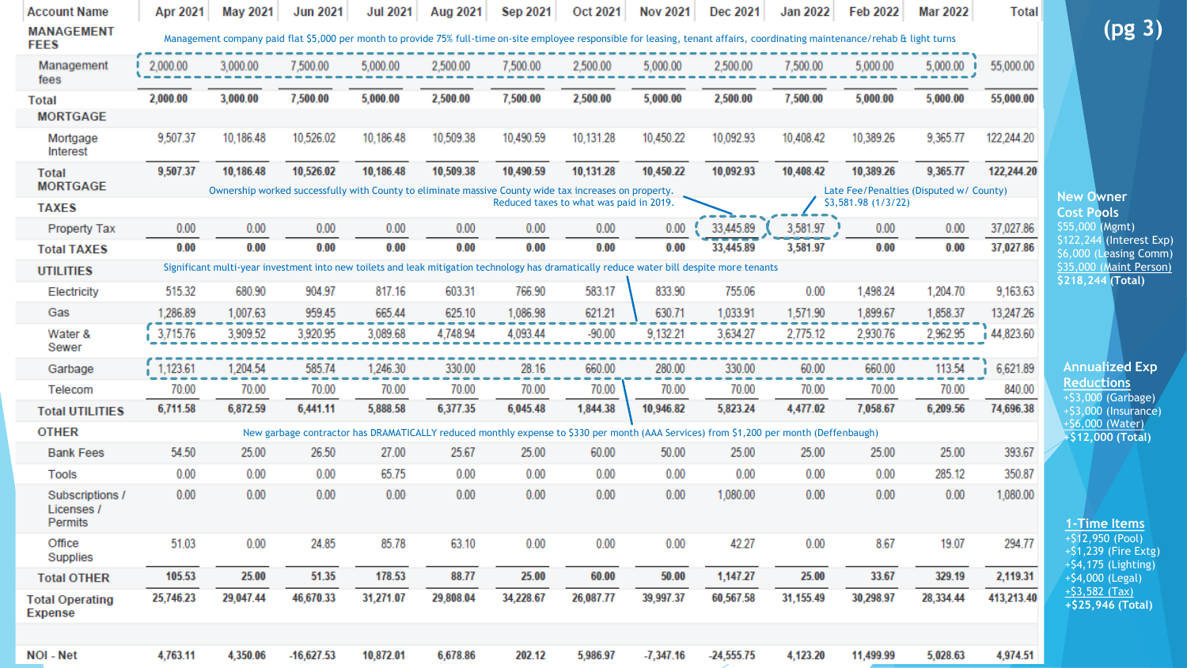(pg 3)

| Account Name | Apr 2021 | May 2021 | Jun 2021 | Jul 2021 | Aug 2021 | Sep 2021 | Oct 2021 | Nov 2021 | Dec 2021 | Jan 2022 | Feb 2022 | Mar 2022 | Total |
|---|---|---|---|---|---|---|---|---|---|---|---|---|---|
| **MANAGEMENT FEES** | | | | | | | | | | | | | |
| Management fees | 2,000.00 | 3,000.00 | 7,500.00 | 5,000.00 | 2,500.00 | 7,500.00 | 2,500.00 | 5,000.00 | 2,500.00 | 7,500.00 | 5,000.00 | 5,000.00 | 55,000.00 |
| **Total** | **2,000.00** | **3,000.00** | **7,500.00** | **5,000.00** | **2,500.00** | **7,500.00** | **2,500.00** | **5,000.00** | **2,500.00** | **7,500.00** | **5,000.00** | **5,000.00** | **55,000.00** |
| **MORTGAGE** | | | | | | | | | | | | | |
| Mortgage Interest | 9,507.37 | 10,186.48 | 10,526.02 | 10,186.48 | 10,509.38 | 10,490.59 | 10,131.28 | 10,450.22 | 10,092.93 | 10,408.42 | 10,389.26 | 9,365.77 | 122,244.20 |
| **Total MORTGAGE** | **9,507.37** | **10,186.48** | **10,526.02** | **10,186.48** | **10,509.38** | **10,490.59** | **10,131.28** | **10,450.22** | **10,092.93** | **10,408.42** | **10,389.26** | **9,365.77** | **122,244.20** |
| **TAXES** | | | | | | | | | | | | | |
| Property Tax | 0.00 | 0.00 | 0.00 | 0.00 | 0.00 | 0.00 | 0.00 | 0.00 | 33,445.89 | 3,581.97 | 0.00 | 0.00 | 37,027.86 |
| **Total TAXES** | **0.00** | **0.00** | **0.00** | **0.00** | **0.00** | **0.00** | **0.00** | **0.00** | **33,445.89** | **3,581.97** | **0.00** | **0.00** | **37,027.86** |
| **UTILITIES** | | | | | | | | | | | | | |
| Electricity | 515.32 | 680.90 | 904.97 | 817.16 | 603.31 | 766.90 | 583.17 | 833.90 | 755.06 | 0.00 | 1,498.24 | 1,204.70 | 9,163.63 |
| Gas | 1,286.89 | 1,007.63 | 959.45 | 665.44 | 625.10 | 1,086.98 | 621.21 | 630.71 | 1,033.91 | 1,571.90 | 1,899.67 | 1,858.37 | 13,247.26 |
| Water & Sewer | 3,715.76 | 3,909.52 | 3,920.95 | 3,089.68 | 4,748.94 | 4,093.44 | -90.00 | 9,132.21 | 3,634.27 | 2,775.12 | 2,930.76 | 2,962.95 | 44,823.60 |
| Garbage | 1,123.61 | 1,204.54 | 585.74 | 1,246.30 | 330.00 | 28.16 | 660.00 | 280.00 | 330.00 | 60.00 | 660.00 | 113.54 | 6,621.89 |
| Telecom | 70.00 | 70.00 | 70.00 | 70.00 | 70.00 | 70.00 | 70.00 | 70.00 | 70.00 | 70.00 | 70.00 | 70.00 | 840.00 |
| **Total UTILITIES** | **6,711.58** | **6,872.59** | **6,441.11** | **5,888.58** | **6,377.35** | **6,045.48** | **1,844.38** | **10,946.82** | **5,823.24** | **4,477.02** | **7,058.67** | **6,209.56** | **74,696.38** |
| **OTHER** | | | | | | | | | | | | | |
| Bank Fees | 54.50 | 25.00 | 26.50 | 27.00 | 25.67 | 25.00 | 60.00 | 50.00 | 25.00 | 25.00 | 25.00 | 25.00 | 393.67 |
| Tools | 0.00 | 0.00 | 0.00 | 65.75 | 0.00 | 0.00 | 0.00 | 0.00 | 0.00 | 0.00 | 0.00 | 285.12 | 350.87 |
| Subscriptions / Licenses / Permits | 0.00 | 0.00 | 0.00 | 0.00 | 0.00 | 0.00 | 0.00 | 0.00 | 1,080.00 | 0.00 | 0.00 | 0.00 | 1,080.00 |
| Office Supplies | 51.03 | 0.00 | 24.85 | 85.78 | 63.10 | 0.00 | 0.00 | 0.00 | 42.27 | 0.00 | 8.67 | 19.07 | 294.77 |
| **Total OTHER** | **105.53** | **25.00** | **51.35** | **178.53** | **88.77** | **25.00** | **60.00** | **50.00** | **1,147.27** | **25.00** | **33.67** | **329.19** | **2,119.31** |
| **Total Operating Expense** | **25,746.23** | **29,047.44** | **46,670.33** | **31,271.07** | **29,808.04** | **34,228.67** | **26,087.77** | **39,997.37** | **60,567.58** | **31,155.49** | **30,298.97** | **28,334.44** | **413,213.40** |
| **NOI - Net** | 4,763.11 | 4,350.06 | -16,627.53 | 10,872.01 | 6,678.86 | 202.12 | 5,986.97 | -7,347.16 | -24,555.75 | 4,123.20 | 11,499.99 | 5,028.63 | 4,974.51 |

Management company paid flat $5,000 per month to provide 75% full-time on-site employee responsible for leasing, tenant affairs, coordinating maintenance/rehab & light turns

Ownership worked successfully with County to eliminate massive County wide tax increases on property. Reduced taxes to what was paid in 2019.

Late Fee/Penalties (Disputed w/ County) $3,581.98 (1/3/22)

Significant multi-year investment into new toilets and leak mitigation technology has dramatically reduce water bill despite more tenants

New garbage contractor has DRAMATICALLY reduced monthly expense to $330 per month (AAA Services) from $1,200 per month (Deffenbaugh)

**New Owner Cost Pools**
$55,000 (Mgmt)
$122,244 (Interest Exp)
$6,000 (Leasing Comm)
$35,000 (Maint Person)
**$218,244 (Total)**

**Annualized Exp Reductions**
+$3,000 (Garbage)
+$3,000 (Insurance)
+$6,000 (Water)
**+$12,000 (Total)**

**1-Time Items**
+$12,950 (Pool)
+$1,239 (Fire Extg)
+$4,175 (Lighting)
+$4,000 (Legal)
+$3,582 (Tax)
**+$25,946 (Total)**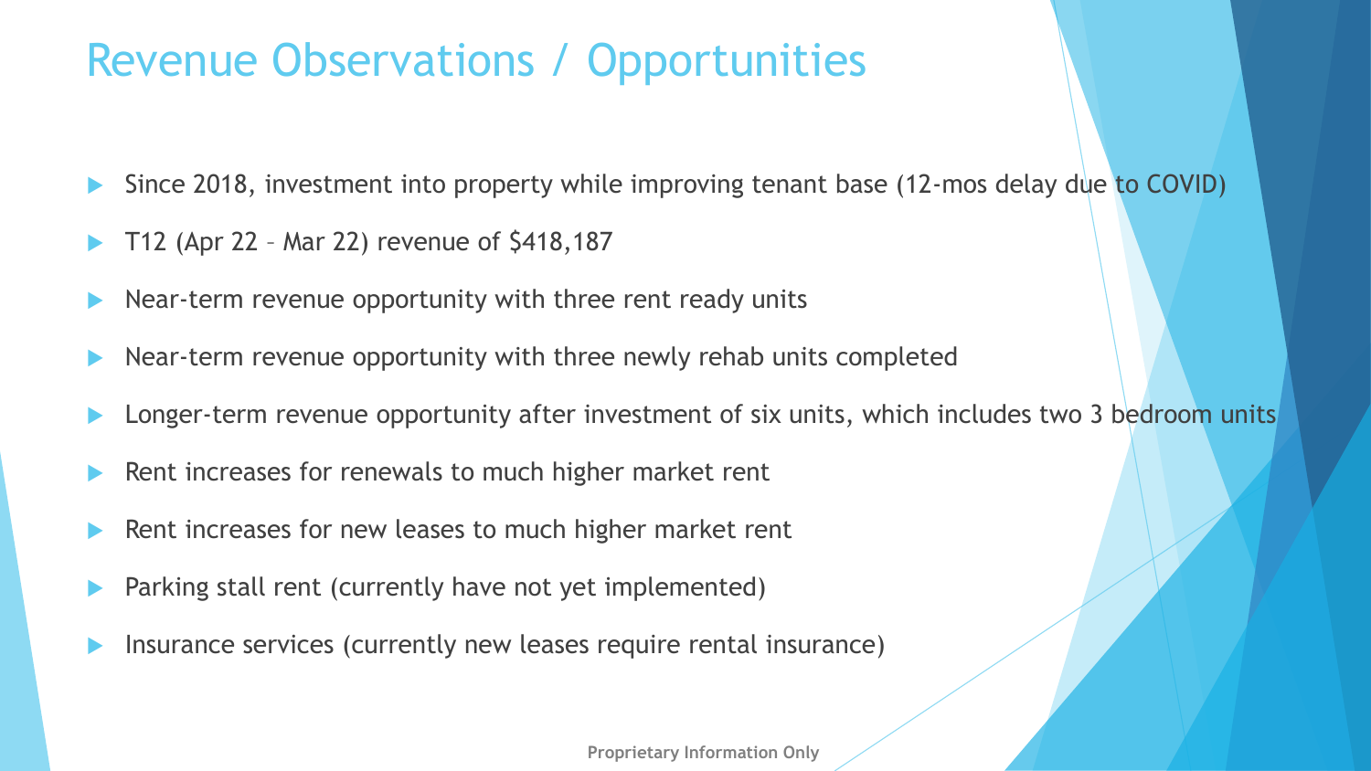# Revenue Observations / Opportunities

- Since 2018, investment into property while improving tenant base (12-mos delay due to COVID)
- T12 (Apr 22 – Mar 22) revenue of $418,187
- Near-term revenue opportunity with three rent ready units
- Near-term revenue opportunity with three newly rehab units completed
- Longer-term revenue opportunity after investment of six units, which includes two 3 bedroom units
- Rent increases for renewals to much higher market rent
- Rent increases for new leases to much higher market rent
- Parking stall rent (currently have not yet implemented)
- Insurance services (currently new leases require rental insurance)

Proprietary Information Only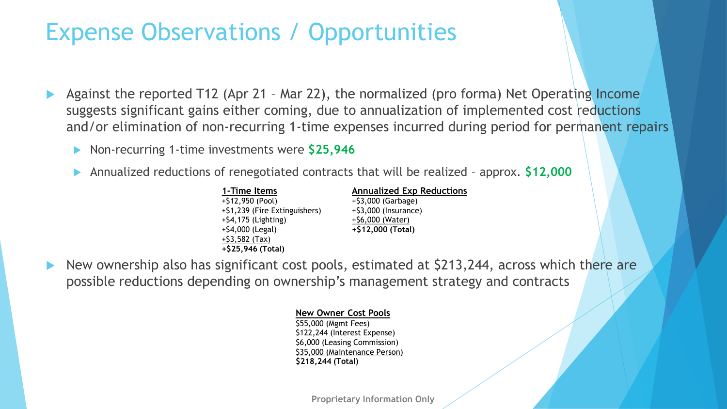# Expense Observations / Opportunities

- Against the reported T12 (Apr 21 – Mar 22), the normalized (pro forma) Net Operating Income suggests significant gains either coming, due to annualization of implemented cost reductions and/or elimination of non-recurring 1-time expenses incurred during period for permanent repairs
  - Non-recurring 1-time investments were **$25,946**
  - Annualized reductions of renegotiated contracts that will be realized – approx. **$12,000**

**1-Time Items**
+$12,950 (Pool)
+$1,239 (Fire Extinguishers)
+$4,175 (Lighting)
+$4,000 (Legal)
+$3,582 (Tax)
**+$25,946 (Total)**

**Annualized Exp Reductions**
+$3,000 (Garbage)
+$3,000 (Insurance)
+$6,000 (Water)
**+$12,000 (Total)**

- New ownership also has significant cost pools, estimated at $213,244, across which there are possible reductions depending on ownership's management strategy and contracts

**New Owner Cost Pools**
$55,000 (Mgmt Fees)
$122,244 (Interest Expense)
$6,000 (Leasing Commission)
$35,000 (Maintenance Person)
**$218,244 (Total)**

Proprietary Information Only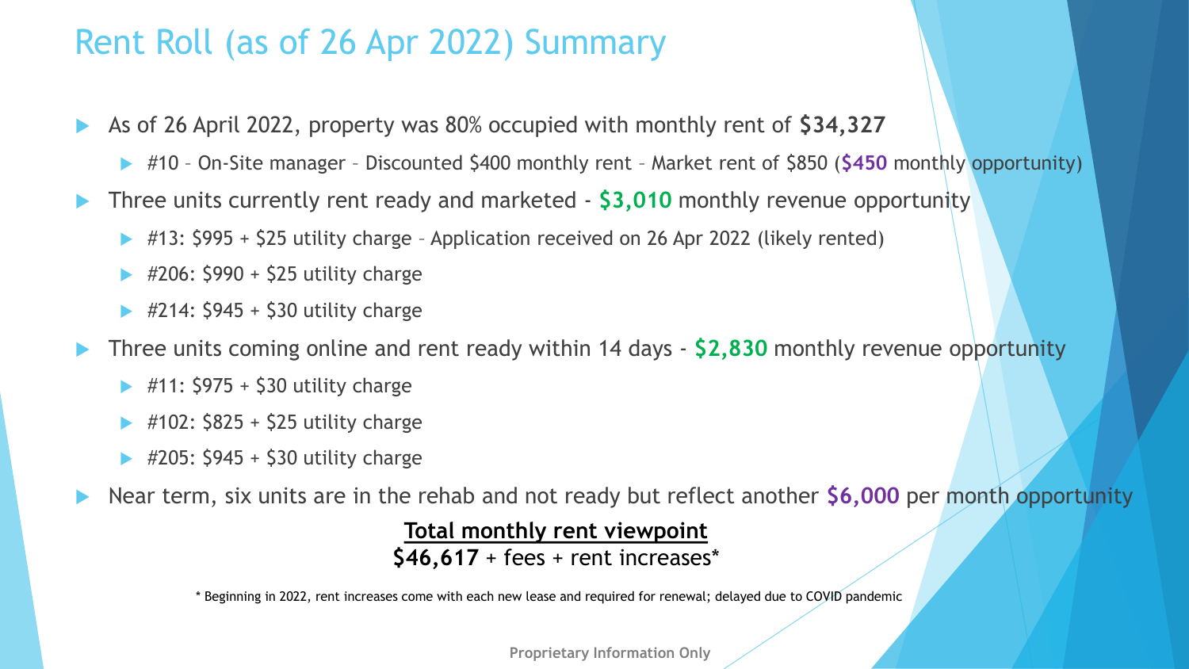# Rent Roll (as of 26 Apr 2022) Summary

- As of 26 April 2022, property was 80% occupied with monthly rent of **$34,327**
  - #10 – On-Site manager – Discounted $400 monthly rent – Market rent of $850 (**$450** monthly opportunity)
- Three units currently rent ready and marketed - **$3,010** monthly revenue opportunity
  - #13: $995 + $25 utility charge – Application received on 26 Apr 2022 (likely rented)
  - #206: $990 + $25 utility charge
  - #214: $945 + $30 utility charge
- Three units coming online and rent ready within 14 days - **$2,830** monthly revenue opportunity
  - #11: $975 + $30 utility charge
  - #102: $825 + $25 utility charge
  - #205: $945 + $30 utility charge
- Near term, six units are in the rehab and not ready but reflect another **$6,000** per month opportunity

**Total monthly rent viewpoint**

**$46,617** + fees + rent increases*

* Beginning in 2022, rent increases come with each new lease and required for renewal; delayed due to COVID pandemic

Proprietary Information Only